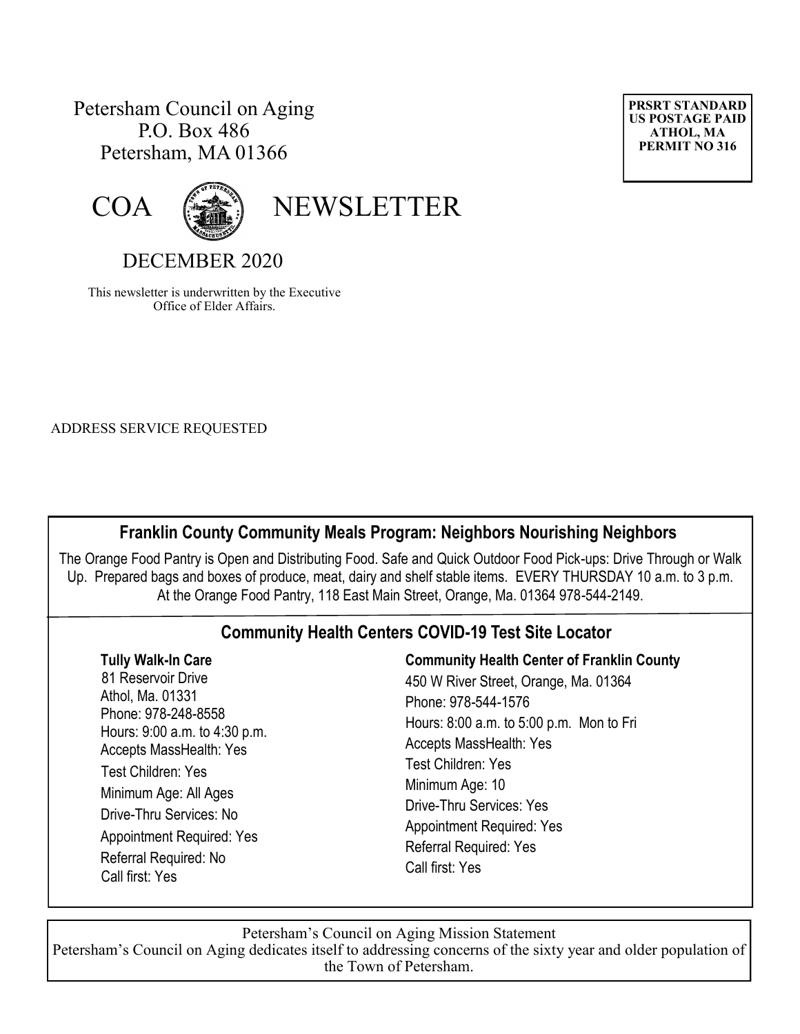Petersham Council on Aging
P.O. Box 486
Petersham, MA 01366

**PRSRT STANDARD**
**US POSTAGE PAID**
**ATHOL, MA**
**PERMIT NO 316**

# COA NEWSLETTER

## DECEMBER 2020

This newsletter is underwritten by the Executive Office of Elder Affairs.

ADDRESS SERVICE REQUESTED

### Franklin County Community Meals Program: Neighbors Nourishing Neighbors

The Orange Food Pantry is Open and Distributing Food. Safe and Quick Outdoor Food Pick-ups: Drive Through or Walk Up. Prepared bags and boxes of produce, meat, dairy and shelf stable items. EVERY THURSDAY 10 a.m. to 3 p.m. At the Orange Food Pantry, 118 East Main Street, Orange, Ma. 01364 978-544-2149.

### Community Health Centers COVID-19 Test Site Locator

**Tully Walk-In Care**
81 Reservoir Drive
Athol, Ma. 01331
Phone: 978-248-8558
Hours: 9:00 a.m. to 4:30 p.m.
Accepts MassHealth: Yes
Test Children: Yes
Minimum Age: All Ages
Drive-Thru Services: No
Appointment Required: Yes
Referral Required: No
Call first: Yes

**Community Health Center of Franklin County**
450 W River Street, Orange, Ma. 01364
Phone: 978-544-1576
Hours: 8:00 a.m. to 5:00 p.m. Mon to Fri
Accepts MassHealth: Yes
Test Children: Yes
Minimum Age: 10
Drive-Thru Services: Yes
Appointment Required: Yes
Referral Required: Yes
Call first: Yes

Petersham's Council on Aging Mission Statement
Petersham's Council on Aging dedicates itself to addressing concerns of the sixty year and older population of the Town of Petersham.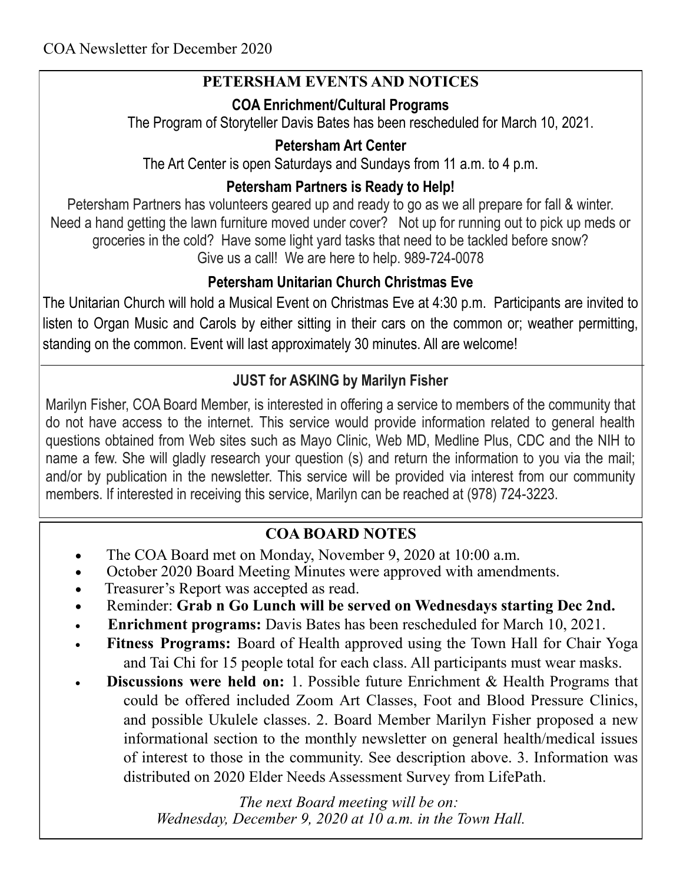COA Newsletter for December 2020

## PETERSHAM EVENTS AND NOTICES

### COA Enrichment/Cultural Programs

The Program of Storyteller Davis Bates has been rescheduled for March 10, 2021.

### Petersham Art Center

The Art Center is open Saturdays and Sundays from 11 a.m. to 4 p.m.

### Petersham Partners is Ready to Help!

Petersham Partners has volunteers geared up and ready to go as we all prepare for fall & winter. Need a hand getting the lawn furniture moved under cover? Not up for running out to pick up meds or groceries in the cold? Have some light yard tasks that need to be tackled before snow? Give us a call! We are here to help. 989-724-0078

### Petersham Unitarian Church Christmas Eve

The Unitarian Church will hold a Musical Event on Christmas Eve at 4:30 p.m. Participants are invited to listen to Organ Music and Carols by either sitting in their cars on the common or; weather permitting, standing on the common. Event will last approximately 30 minutes. All are welcome!

## JUST for ASKING by Marilyn Fisher

Marilyn Fisher, COA Board Member, is interested in offering a service to members of the community that do not have access to the internet. This service would provide information related to general health questions obtained from Web sites such as Mayo Clinic, Web MD, Medline Plus, CDC and the NIH to name a few. She will gladly research your question (s) and return the information to you via the mail; and/or by publication in the newsletter. This service will be provided via interest from our community members. If interested in receiving this service, Marilyn can be reached at (978) 724-3223.

## COA BOARD NOTES

- The COA Board met on Monday, November 9, 2020 at 10:00 a.m.
- October 2020 Board Meeting Minutes were approved with amendments.
- Treasurer's Report was accepted as read.
- Reminder: **Grab n Go Lunch will be served on Wednesdays starting Dec 2nd.**
- **Enrichment programs:** Davis Bates has been rescheduled for March 10, 2021.
- **Fitness Programs:** Board of Health approved using the Town Hall for Chair Yoga and Tai Chi for 15 people total for each class. All participants must wear masks.
- **Discussions were held on:** 1. Possible future Enrichment & Health Programs that could be offered included Zoom Art Classes, Foot and Blood Pressure Clinics, and possible Ukulele classes. 2. Board Member Marilyn Fisher proposed a new informational section to the monthly newsletter on general health/medical issues of interest to those in the community. See description above. 3. Information was distributed on 2020 Elder Needs Assessment Survey from LifePath.

*The next Board meeting will be on:*
*Wednesday, December 9, 2020 at 10 a.m. in the Town Hall.*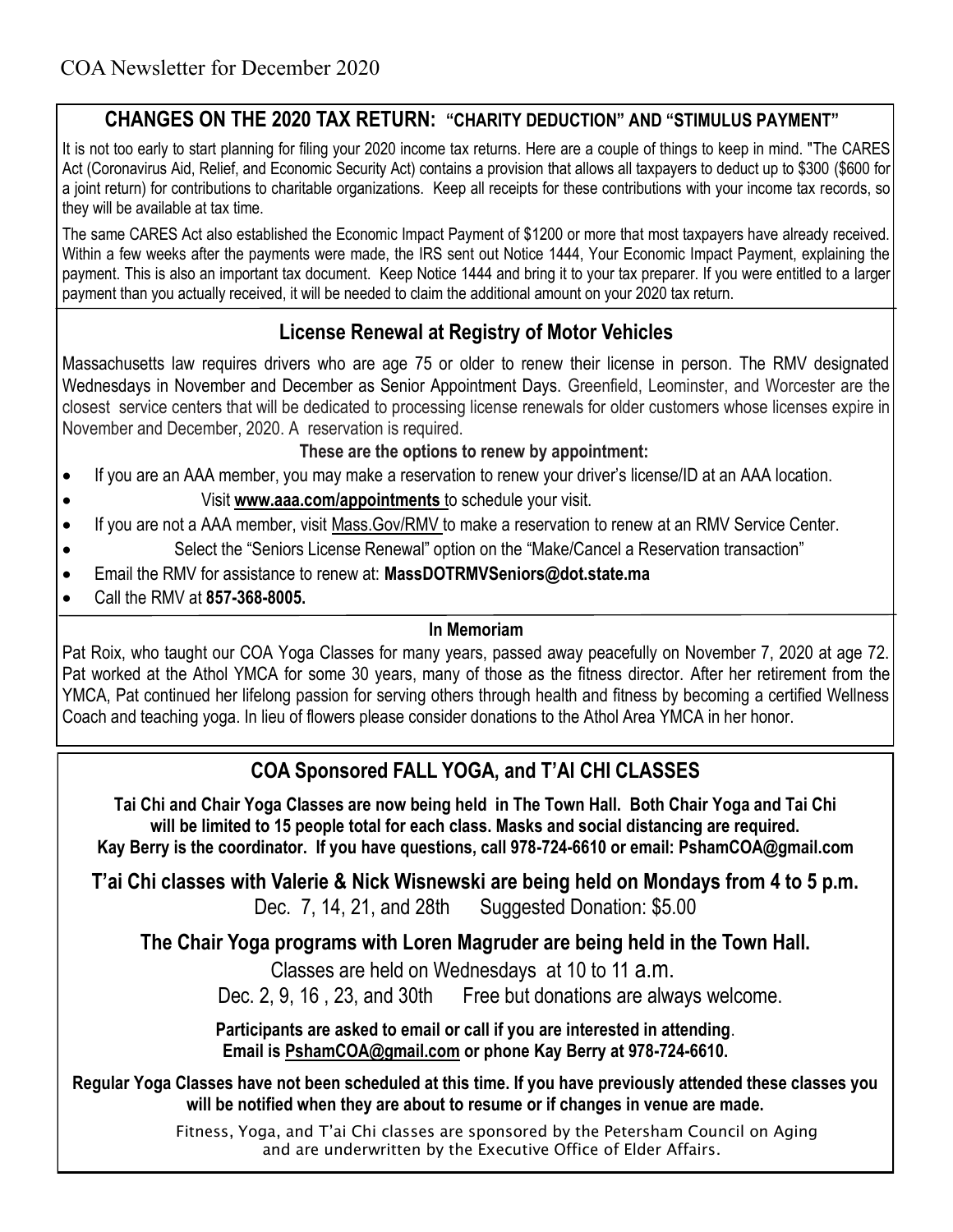COA Newsletter for December 2020

## CHANGES ON THE 2020 TAX RETURN: "CHARITY DEDUCTION" AND "STIMULUS PAYMENT"

It is not too early to start planning for filing your 2020 income tax returns. Here are a couple of things to keep in mind. "The CARES Act (Coronavirus Aid, Relief, and Economic Security Act) contains a provision that allows all taxpayers to deduct up to $300 ($600 for a joint return) for contributions to charitable organizations. Keep all receipts for these contributions with your income tax records, so they will be available at tax time.

The same CARES Act also established the Economic Impact Payment of $1200 or more that most taxpayers have already received. Within a few weeks after the payments were made, the IRS sent out Notice 1444, Your Economic Impact Payment, explaining the payment. This is also an important tax document. Keep Notice 1444 and bring it to your tax preparer. If you were entitled to a larger payment than you actually received, it will be needed to claim the additional amount on your 2020 tax return.

## License Renewal at Registry of Motor Vehicles

Massachusetts law requires drivers who are age 75 or older to renew their license in person. The RMV designated Wednesdays in November and December as Senior Appointment Days. Greenfield, Leominster, and Worcester are the closest service centers that will be dedicated to processing license renewals for older customers whose licenses expire in November and December, 2020. A reservation is required.

**These are the options to renew by appointment:**

- If you are an AAA member, you may make a reservation to renew your driver's license/ID at an AAA location.
- Visit **www.aaa.com/appointments** to schedule your visit.
- If you are not a AAA member, visit Mass.Gov/RMV to make a reservation to renew at an RMV Service Center.
- Select the "Seniors License Renewal" option on the "Make/Cancel a Reservation transaction"
- Email the RMV for assistance to renew at: **MassDOTRMVSeniors@dot.state.ma**
- Call the RMV at **857-368-8005.**

### In Memoriam

Pat Roix, who taught our COA Yoga Classes for many years, passed away peacefully on November 7, 2020 at age 72. Pat worked at the Athol YMCA for some 30 years, many of those as the fitness director. After her retirement from the YMCA, Pat continued her lifelong passion for serving others through health and fitness by becoming a certified Wellness Coach and teaching yoga. In lieu of flowers please consider donations to the Athol Area YMCA in her honor.

## COA Sponsored FALL YOGA, and T'AI CHI CLASSES

**Tai Chi and Chair Yoga Classes are now being held in The Town Hall. Both Chair Yoga and Tai Chi will be limited to 15 people total for each class. Masks and social distancing are required. Kay Berry is the coordinator. If you have questions, call 978-724-6610 or email: PshamCOA@gmail.com**

**T'ai Chi classes with Valerie & Nick Wisnewski are being held on Mondays from 4 to 5 p.m.**

Dec. 7, 14, 21, and 28th Suggested Donation: $5.00

**The Chair Yoga programs with Loren Magruder are being held in the Town Hall.**

Classes are held on Wednesdays at 10 to 11 a.m.

Dec. 2, 9, 16 , 23, and 30th Free but donations are always welcome.

**Participants are asked to email or call if you are interested in attending. Email is PshamCOA@gmail.com or phone Kay Berry at 978-724-6610.**

**Regular Yoga Classes have not been scheduled at this time. If you have previously attended these classes you will be notified when they are about to resume or if changes in venue are made.**

Fitness, Yoga, and T'ai Chi classes are sponsored by the Petersham Council on Aging and are underwritten by the Executive Office of Elder Affairs.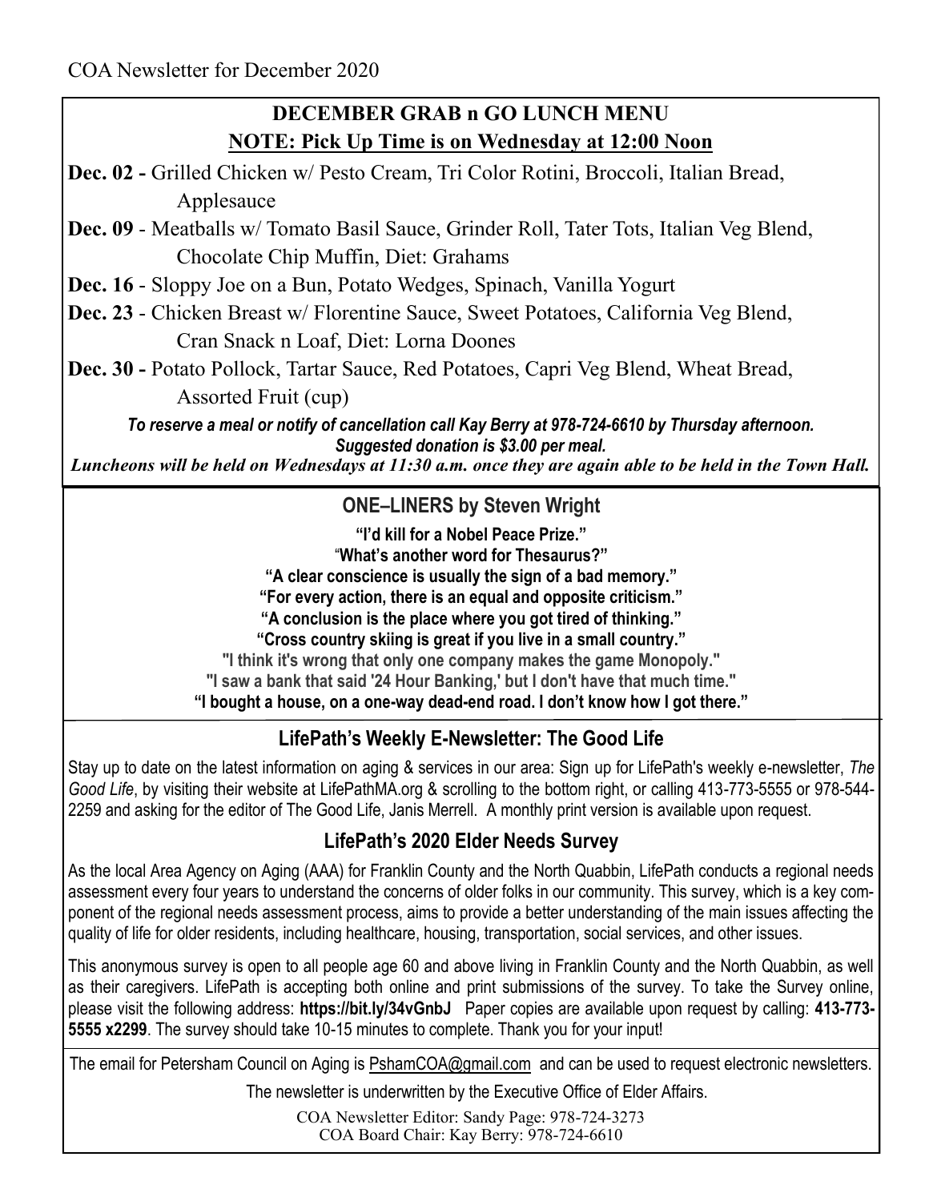COA Newsletter for December 2020

## DECEMBER GRAB n GO LUNCH MENU

**NOTE: Pick Up Time is on Wednesday at 12:00 Noon**

**Dec. 02 -** Grilled Chicken w/ Pesto Cream, Tri Color Rotini, Broccoli, Italian Bread, Applesauce

**Dec. 09** - Meatballs w/ Tomato Basil Sauce, Grinder Roll, Tater Tots, Italian Veg Blend, Chocolate Chip Muffin, Diet: Grahams

**Dec. 16** - Sloppy Joe on a Bun, Potato Wedges, Spinach, Vanilla Yogurt

**Dec. 23** - Chicken Breast w/ Florentine Sauce, Sweet Potatoes, California Veg Blend, Cran Snack n Loaf, Diet: Lorna Doones

**Dec. 30 -** Potato Pollock, Tartar Sauce, Red Potatoes, Capri Veg Blend, Wheat Bread, Assorted Fruit (cup)

***To reserve a meal or notify of cancellation call Kay Berry at 978-724-6610 by Thursday afternoon.***
***Suggested donation is $3.00 per meal.***

***Luncheons will be held on Wednesdays at 11:30 a.m. once they are again able to be held in the Town Hall.***

## ONE–LINERS by Steven Wright

**"I'd kill for a Nobel Peace Prize."**
**"What's another word for Thesaurus?"**
**"A clear conscience is usually the sign of a bad memory."**
**"For every action, there is an equal and opposite criticism."**
**"A conclusion is the place where you got tired of thinking."**
**"Cross country skiing is great if you live in a small country."**
**"I think it's wrong that only one company makes the game Monopoly."**
**"I saw a bank that said '24 Hour Banking,' but I don't have that much time."**
**"I bought a house, on a one-way dead-end road. I don't know how I got there."**

## LifePath's Weekly E-Newsletter: The Good Life

Stay up to date on the latest information on aging & services in our area: Sign up for LifePath's weekly e-newsletter, *The Good Life*, by visiting their website at LifePathMA.org & scrolling to the bottom right, or calling 413-773-5555 or 978-544-2259 and asking for the editor of The Good Life, Janis Merrell. A monthly print version is available upon request.

## LifePath's 2020 Elder Needs Survey

As the local Area Agency on Aging (AAA) for Franklin County and the North Quabbin, LifePath conducts a regional needs assessment every four years to understand the concerns of older folks in our community. This survey, which is a key component of the regional needs assessment process, aims to provide a better understanding of the main issues affecting the quality of life for older residents, including healthcare, housing, transportation, social services, and other issues.

This anonymous survey is open to all people age 60 and above living in Franklin County and the North Quabbin, as well as their caregivers. LifePath is accepting both online and print submissions of the survey. To take the Survey online, please visit the following address: **https://bit.ly/34vGnbJ** Paper copies are available upon request by calling: **413-773-5555 x2299**. The survey should take 10-15 minutes to complete. Thank you for your input!

The email for Petersham Council on Aging is PshamCOA@gmail.com and can be used to request electronic newsletters.

The newsletter is underwritten by the Executive Office of Elder Affairs.

COA Newsletter Editor: Sandy Page: 978-724-3273
COA Board Chair: Kay Berry: 978-724-6610